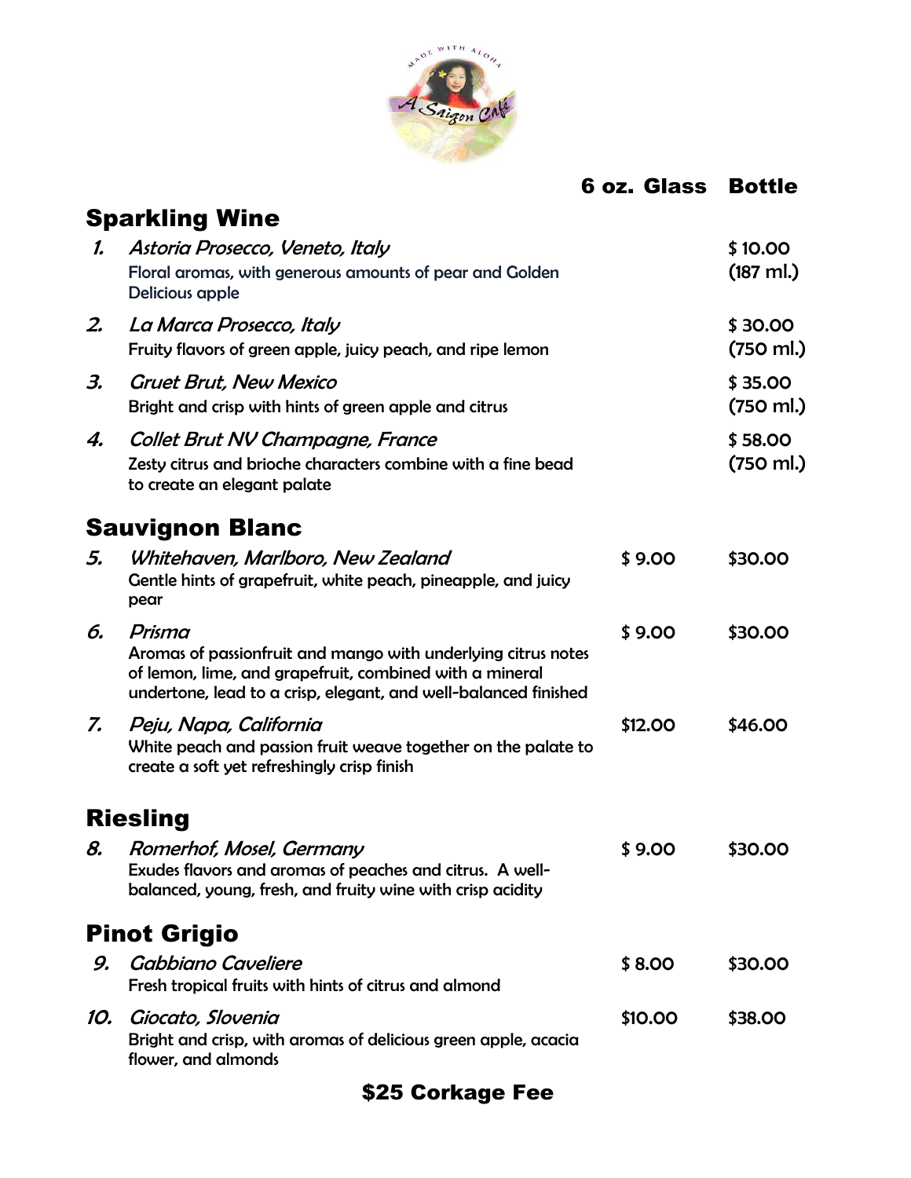MADE WITH ALOHA

A Saigon Café

| | | 6 oz. Glass | Bottle |
|---|---|---|---|

## Sparkling Wine

| | | 6 oz. Glass | Bottle |
|---|---|---|---|
| 1. | *Astoria Prosecco, Veneto, Italy*<br>Floral aromas, with generous amounts of pear and Golden Delicious apple | | $ 10.00 (187 ml.) |
| 2. | *La Marca Prosecco, Italy*<br>Fruity flavors of green apple, juicy peach, and ripe lemon | | $ 30.00 (750 ml.) |
| 3. | *Gruet Brut, New Mexico*<br>Bright and crisp with hints of green apple and citrus | | $ 35.00 (750 ml.) |
| 4. | *Collet Brut NV Champagne, France*<br>Zesty citrus and brioche characters combine with a fine bead to create an elegant palate | | $ 58.00 (750 ml.) |

## Sauvignon Blanc

| | | 6 oz. Glass | Bottle |
|---|---|---|---|
| 5. | *Whitehaven, Marlboro, New Zealand*<br>Gentle hints of grapefruit, white peach, pineapple, and juicy pear | $ 9.00 | $30.00 |
| 6. | *Prisma*<br>Aromas of passionfruit and mango with underlying citrus notes of lemon, lime, and grapefruit, combined with a mineral undertone, lead to a crisp, elegant, and well-balanced finished | $ 9.00 | $30.00 |
| 7. | *Peju, Napa, California*<br>White peach and passion fruit weave together on the palate to create a soft yet refreshingly crisp finish | $12.00 | $46.00 |

## Riesling

| | | 6 oz. Glass | Bottle |
|---|---|---|---|
| 8. | *Romerhof, Mosel, Germany*<br>Exudes flavors and aromas of peaches and citrus. A well-balanced, young, fresh, and fruity wine with crisp acidity | $ 9.00 | $30.00 |

## Pinot Grigio

| | | 6 oz. Glass | Bottle |
|---|---|---|---|
| 9. | *Gabbiano Caveliere*<br>Fresh tropical fruits with hints of citrus and almond | $ 8.00 | $30.00 |
| 10. | *Giocato, Slovenia*<br>Bright and crisp, with aromas of delicious green apple, acacia flower, and almonds | $10.00 | $38.00 |

**$25 Corkage Fee**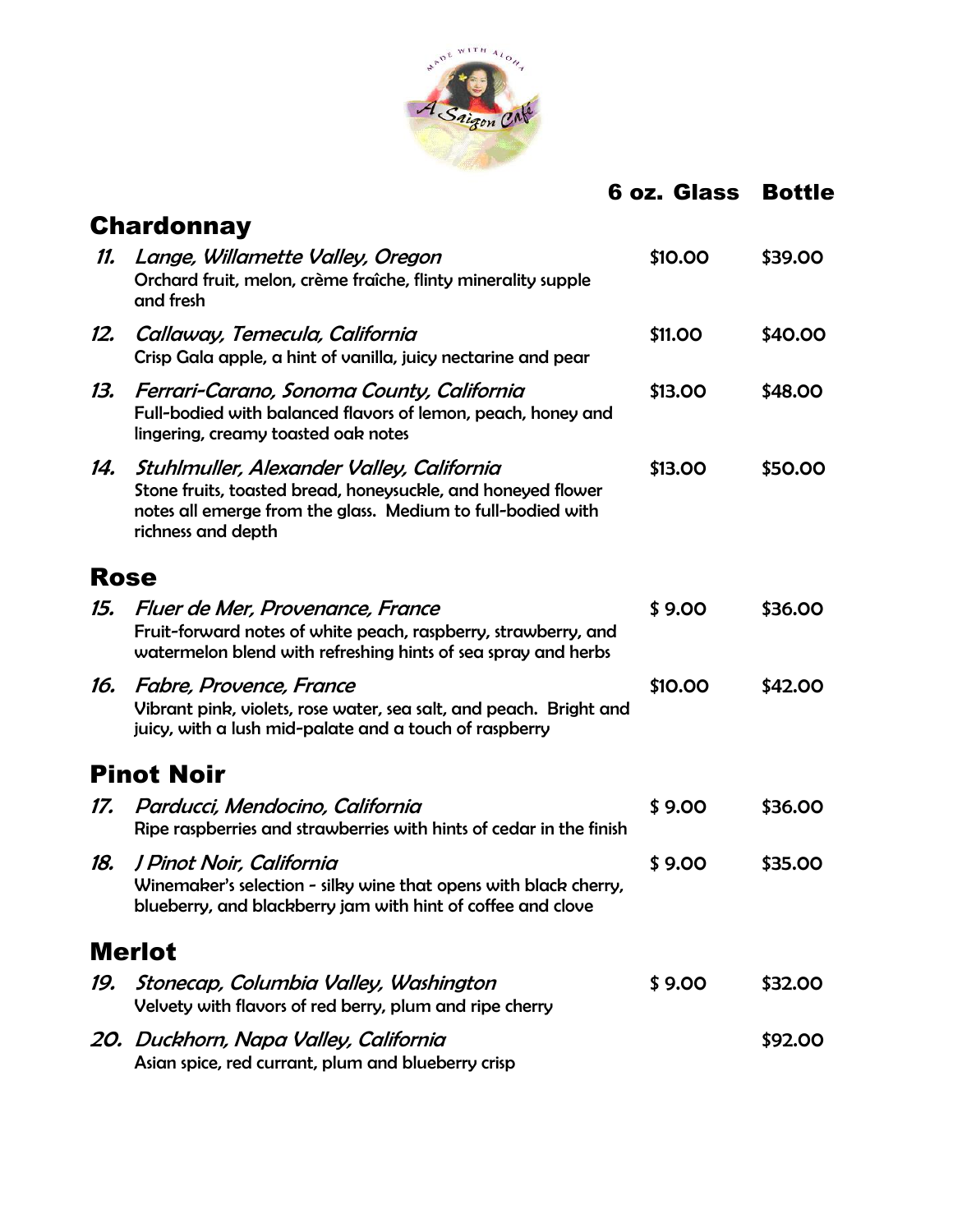| | 6 oz. Glass | Bottle |
|---|---|---|
| **Chardonnay** | | |
| *11. Lange, Willamette Valley, Oregon*<br>Orchard fruit, melon, crème fraîche, flinty minerality supple and fresh | $10.00 | $39.00 |
| *12. Callaway, Temecula, California*<br>Crisp Gala apple, a hint of vanilla, juicy nectarine and pear | $11.00 | $40.00 |
| *13. Ferrari-Carano, Sonoma County, California*<br>Full-bodied with balanced flavors of lemon, peach, honey and lingering, creamy toasted oak notes | $13.00 | $48.00 |
| *14. Stuhlmuller, Alexander Valley, California*<br>Stone fruits, toasted bread, honeysuckle, and honeyed flower notes all emerge from the glass. Medium to full-bodied with richness and depth | $13.00 | $50.00 |
| **Rose** | | |
| *15. Fluer de Mer, Provenance, France*<br>Fruit-forward notes of white peach, raspberry, strawberry, and watermelon blend with refreshing hints of sea spray and herbs | $ 9.00 | $36.00 |
| *16. Fabre, Provence, France*<br>Vibrant pink, violets, rose water, sea salt, and peach. Bright and juicy, with a lush mid-palate and a touch of raspberry | $10.00 | $42.00 |
| **Pinot Noir** | | |
| *17. Parducci, Mendocino, California*<br>Ripe raspberries and strawberries with hints of cedar in the finish | $ 9.00 | $36.00 |
| *18. J Pinot Noir, California*<br>Winemaker's selection - silky wine that opens with black cherry, blueberry, and blackberry jam with hint of coffee and clove | $ 9.00 | $35.00 |
| **Merlot** | | |
| *19. Stonecap, Columbia Valley, Washington*<br>Velvety with flavors of red berry, plum and ripe cherry | $ 9.00 | $32.00 |
| *20. Duckhorn, Napa Valley, California*<br>Asian spice, red currant, plum and blueberry crisp | | $92.00 |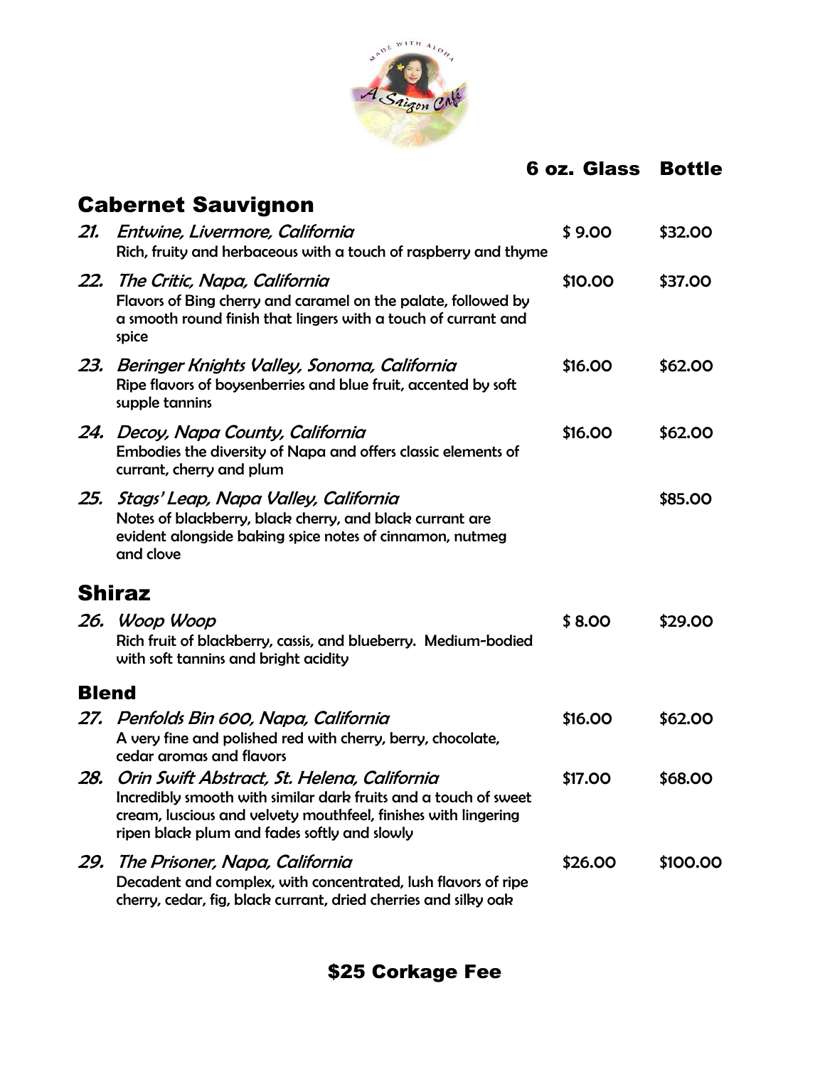| | 6 oz. Glass | Bottle |
|---|---|---|
| **Cabernet Sauvignon** | | |
| 21. *Entwine, Livermore, California*<br>Rich, fruity and herbaceous with a touch of raspberry and thyme | $ 9.00 | $32.00 |
| 22. *The Critic, Napa, California*<br>Flavors of Bing cherry and caramel on the palate, followed by a smooth round finish that lingers with a touch of currant and spice | $10.00 | $37.00 |
| 23. *Beringer Knights Valley, Sonoma, California*<br>Ripe flavors of boysenberries and blue fruit, accented by soft supple tannins | $16.00 | $62.00 |
| 24. *Decoy, Napa County, California*<br>Embodies the diversity of Napa and offers classic elements of currant, cherry and plum | $16.00 | $62.00 |
| 25. *Stags' Leap, Napa Valley, California*<br>Notes of blackberry, black cherry, and black currant are evident alongside baking spice notes of cinnamon, nutmeg and clove | | $85.00 |
| **Shiraz** | | |
| 26. *Woop Woop*<br>Rich fruit of blackberry, cassis, and blueberry. Medium-bodied with soft tannins and bright acidity | $ 8.00 | $29.00 |
| **Blend** | | |
| 27. *Penfolds Bin 600, Napa, California*<br>A very fine and polished red with cherry, berry, chocolate, cedar aromas and flavors | $16.00 | $62.00 |
| 28. *Orin Swift Abstract, St. Helena, California*<br>Incredibly smooth with similar dark fruits and a touch of sweet cream, luscious and velvety mouthfeel, finishes with lingering ripen black plum and fades softly and slowly | $17.00 | $68.00 |
| 29. *The Prisoner, Napa, California*<br>Decadent and complex, with concentrated, lush flavors of ripe cherry, cedar, fig, black currant, dried cherries and silky oak | $26.00 | $100.00 |

**$25 Corkage Fee**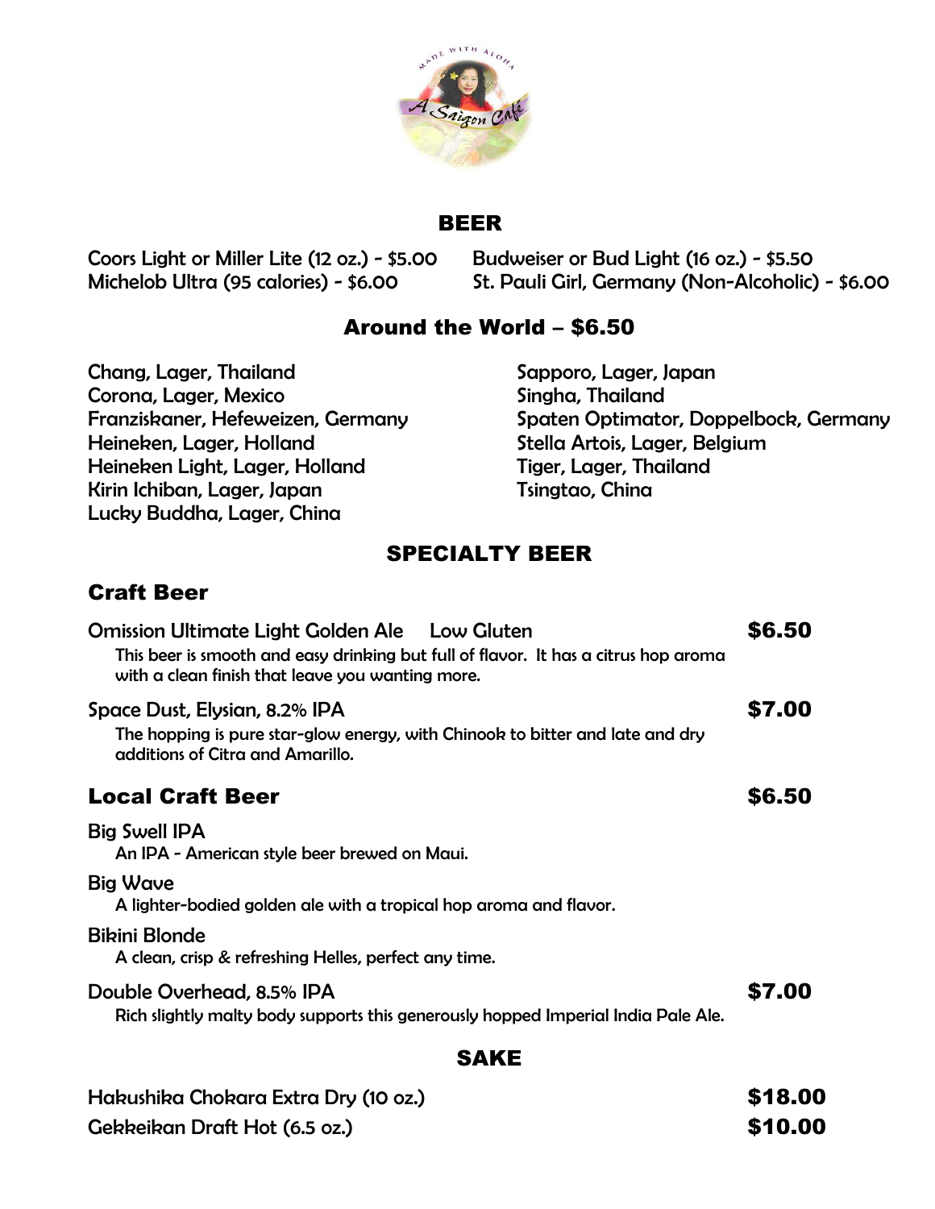## BEER

Coors Light or Miller Lite (12 oz.) - $5.00

Michelob Ultra (95 calories) - $6.00

Budweiser or Bud Light (16 oz.) - $5.50

St. Pauli Girl, Germany (Non-Alcoholic) - $6.00

### Around the World – $6.50

Chang, Lager, Thailand
Corona, Lager, Mexico
Franziskaner, Hefeweizen, Germany
Heineken, Lager, Holland
Heineken Light, Lager, Holland
Kirin Ichiban, Lager, Japan
Lucky Buddha, Lager, China
Sapporo, Lager, Japan
Singha, Thailand
Spaten Optimator, Doppelbock, Germany
Stella Artois, Lager, Belgium
Tiger, Lager, Thailand
Tsingtao, China

## SPECIALTY BEER

### Craft Beer

**Omission Ultimate Light Golden Ale** Low Gluten — **$6.50**
This beer is smooth and easy drinking but full of flavor. It has a citrus hop aroma with a clean finish that leave you wanting more.

**Space Dust, Elysian, 8.2% IPA** — **$7.00**
The hopping is pure star-glow energy, with Chinook to bitter and late and dry additions of Citra and Amarillo.

### Local Craft Beer — $6.50

**Big Swell IPA**
An IPA - American style beer brewed on Maui.

**Big Wave**
A lighter-bodied golden ale with a tropical hop aroma and flavor.

**Bikini Blonde**
A clean, crisp & refreshing Helles, perfect any time.

**Double Overhead, 8.5% IPA** — **$7.00**
Rich slightly malty body supports this generously hopped Imperial India Pale Ale.

## SAKE

Hakushika Chokara Extra Dry (10 oz.) — **$18.00**

Gekkeikan Draft Hot (6.5 oz.) — **$10.00**